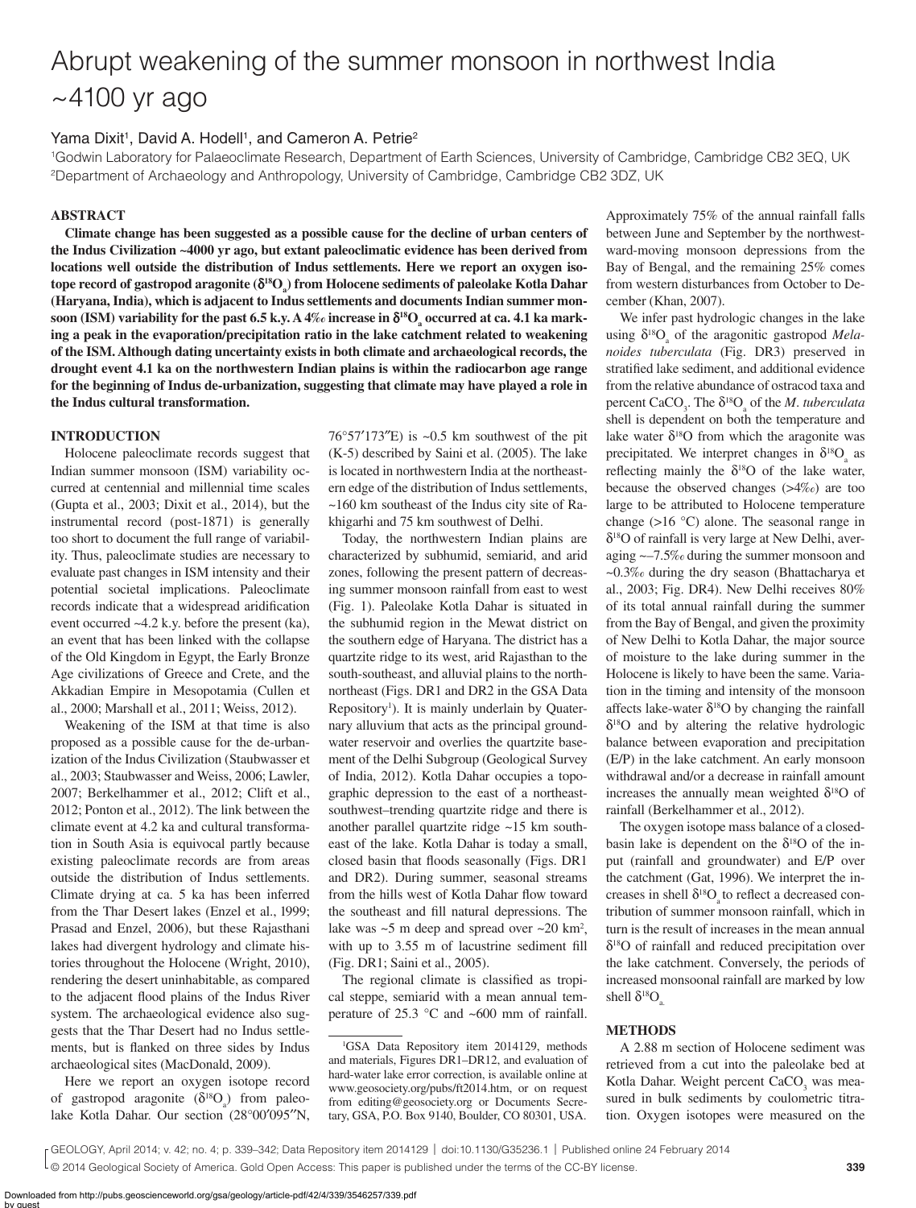# Abrupt weakening of the summer monsoon in northwest India ~4100 yr ago

Yama Dixit[1], David A. Hodell[1], and Cameron A. Petrie[2]

[1]Godwin Laboratory for Palaeoclimate Research, Department of Earth Sciences, University of Cambridge, Cambridge CB2 3EQ, UK
[2]Department of Archaeology and Anthropology, University of Cambridge, Cambridge CB2 3DZ, UK

## ABSTRACT

**Climate change has been suggested as a possible cause for the decline of urban centers of the Indus Civilization ~4000 yr ago, but extant paleoclimatic evidence has been derived from locations well outside the distribution of Indus settlements. Here we report an oxygen isotope record of gastropod aragonite ($\delta^{18}O_a$) from Holocene sediments of paleolake Kotla Dahar (Haryana, India), which is adjacent to Indus settlements and documents Indian summer monsoon (ISM) variability for the past 6.5 k.y. A 4‰ increase in $\delta^{18}O_a$ occurred at ca. 4.1 ka marking a peak in the evaporation/precipitation ratio in the lake catchment related to weakening of the ISM. Although dating uncertainty exists in both climate and archaeological records, the drought event 4.1 ka on the northwestern Indian plains is within the radiocarbon age range for the beginning of Indus de-urbanization, suggesting that climate may have played a role in the Indus cultural transformation.**

## INTRODUCTION

Holocene paleoclimate records suggest that Indian summer monsoon (ISM) variability occurred at centennial and millennial time scales (Gupta et al., 2003; Dixit et al., 2014), but the instrumental record (post-1871) is generally too short to document the full range of variability. Thus, paleoclimate studies are necessary to evaluate past changes in ISM intensity and their potential societal implications. Paleoclimate records indicate that a widespread aridification event occurred ~4.2 k.y. before the present (ka), an event that has been linked with the collapse of the Old Kingdom in Egypt, the Early Bronze Age civilizations of Greece and Crete, and the Akkadian Empire in Mesopotamia (Cullen et al., 2000; Marshall et al., 2011; Weiss, 2012).

Weakening of the ISM at that time is also proposed as a possible cause for the de-urbanization of the Indus Civilization (Staubwasser et al., 2003; Staubwasser and Weiss, 2006; Lawler, 2007; Berkelhammer et al., 2012; Clift et al., 2012; Ponton et al., 2012). The link between the climate event at 4.2 ka and cultural transformation in South Asia is equivocal partly because existing paleoclimate records are from areas outside the distribution of Indus settlements. Climate drying at ca. 5 ka has been inferred from the Thar Desert lakes (Enzel et al., 1999; Prasad and Enzel, 2006), but these Rajasthani lakes had divergent hydrology and climate histories throughout the Holocene (Wright, 2010), rendering the desert uninhabitable, as compared to the adjacent flood plains of the Indus River system. The archaeological evidence also suggests that the Thar Desert had no Indus settlements, but is flanked on three sides by Indus archaeological sites (MacDonald, 2009).

Here we report an oxygen isotope record of gastropod aragonite ($\delta^{18}O_a$) from paleolake Kotla Dahar. Our section (28°00′095″N, 76°57′173″E) is ~0.5 km southwest of the pit (K-5) described by Saini et al. (2005). The lake is located in northwestern India at the northeastern edge of the distribution of Indus settlements, ~160 km southeast of the Indus city site of Rakhigarhi and 75 km southwest of Delhi.

Today, the northwestern Indian plains are characterized by subhumid, semiarid, and arid zones, following the present pattern of decreasing summer monsoon rainfall from east to west (Fig. 1). Paleolake Kotla Dahar is situated in the subhumid region in the Mewat district on the southern edge of Haryana. The district has a quartzite ridge to its west, arid Rajasthan to the south-southeast, and alluvial plains to the north-northeast (Figs. DR1 and DR2 in the GSA Data Repository[1]). It is mainly underlain by Quaternary alluvium that acts as the principal groundwater reservoir and overlies the quartzite basement of the Delhi Subgroup (Geological Survey of India, 2012). Kotla Dahar occupies a topographic depression to the east of a northeast-southwest–trending quartzite ridge and there is another parallel quartzite ridge ~15 km southeast of the lake. Kotla Dahar is today a small, closed basin that floods seasonally (Figs. DR1 and DR2). During summer, seasonal streams from the hills west of Kotla Dahar flow toward the southeast and fill natural depressions. The lake was ~5 m deep and spread over ~20 km², with up to 3.55 m of lacustrine sediment fill (Fig. DR1; Saini et al., 2005).

The regional climate is classified as tropical steppe, semiarid with a mean annual temperature of 25.3 °C and ~600 mm of rainfall. Approximately 75% of the annual rainfall falls between June and September by the northwestward-moving monsoon depressions from the Bay of Bengal, and the remaining 25% comes from western disturbances from October to December (Khan, 2007).

We infer past hydrologic changes in the lake using $\delta^{18}O_a$ of the aragonitic gastropod *Melanoides tuberculata* (Fig. DR3) preserved in stratified lake sediment, and additional evidence from the relative abundance of ostracod taxa and percent $CaCO_3$. The $\delta^{18}O_a$ of the *M. tuberculata* shell is dependent on both the temperature and lake water $\delta^{18}O$ from which the aragonite was precipitated. We interpret changes in $\delta^{18}O_a$ as reflecting mainly the $\delta^{18}O$ of the lake water, because the observed changes (>4‰) are too large to be attributed to Holocene temperature change (>16 °C) alone. The seasonal range in $\delta^{18}O$ of rainfall is very large at New Delhi, averaging ~–7.5‰ during the summer monsoon and ~0.3‰ during the dry season (Bhattacharya et al., 2003; Fig. DR4). New Delhi receives 80% of its total annual rainfall during the summer from the Bay of Bengal, and given the proximity of New Delhi to Kotla Dahar, the major source of moisture to the lake during summer in the Holocene is likely to have been the same. Variation in the timing and intensity of the monsoon affects lake-water $\delta^{18}O$ by changing the rainfall $\delta^{18}O$ and by altering the relative hydrologic balance between evaporation and precipitation (E/P) in the lake catchment. An early monsoon withdrawal and/or a decrease in rainfall amount increases the annually mean weighted $\delta^{18}O$ of rainfall (Berkelhammer et al., 2012).

The oxygen isotope mass balance of a closed-basin lake is dependent on the $\delta^{18}O$ of the input (rainfall and groundwater) and E/P over the catchment (Gat, 1996). We interpret the increases in shell $\delta^{18}O_a$ to reflect a decreased contribution of summer monsoon rainfall, which in turn is the result of increases in the mean annual $\delta^{18}O$ of rainfall and reduced precipitation over the lake catchment. Conversely, the periods of increased monsoonal rainfall are marked by low shell $\delta^{18}O_a$.

## METHODS

A 2.88 m section of Holocene sediment was retrieved from a cut into the paleolake bed at Kotla Dahar. Weight percent $CaCO_3$ was measured in bulk sediments by coulometric titration. Oxygen isotopes were measured on the

[1]GSA Data Repository item 2014129, methods and materials, Figures DR1–DR12, and evaluation of hard-water lake error correction, is available online at www.geosociety.org/pubs/ft2014.htm, or on request from editing@geosociety.org or Documents Secretary, GSA, P.O. Box 9140, Boulder, CO 80301, USA.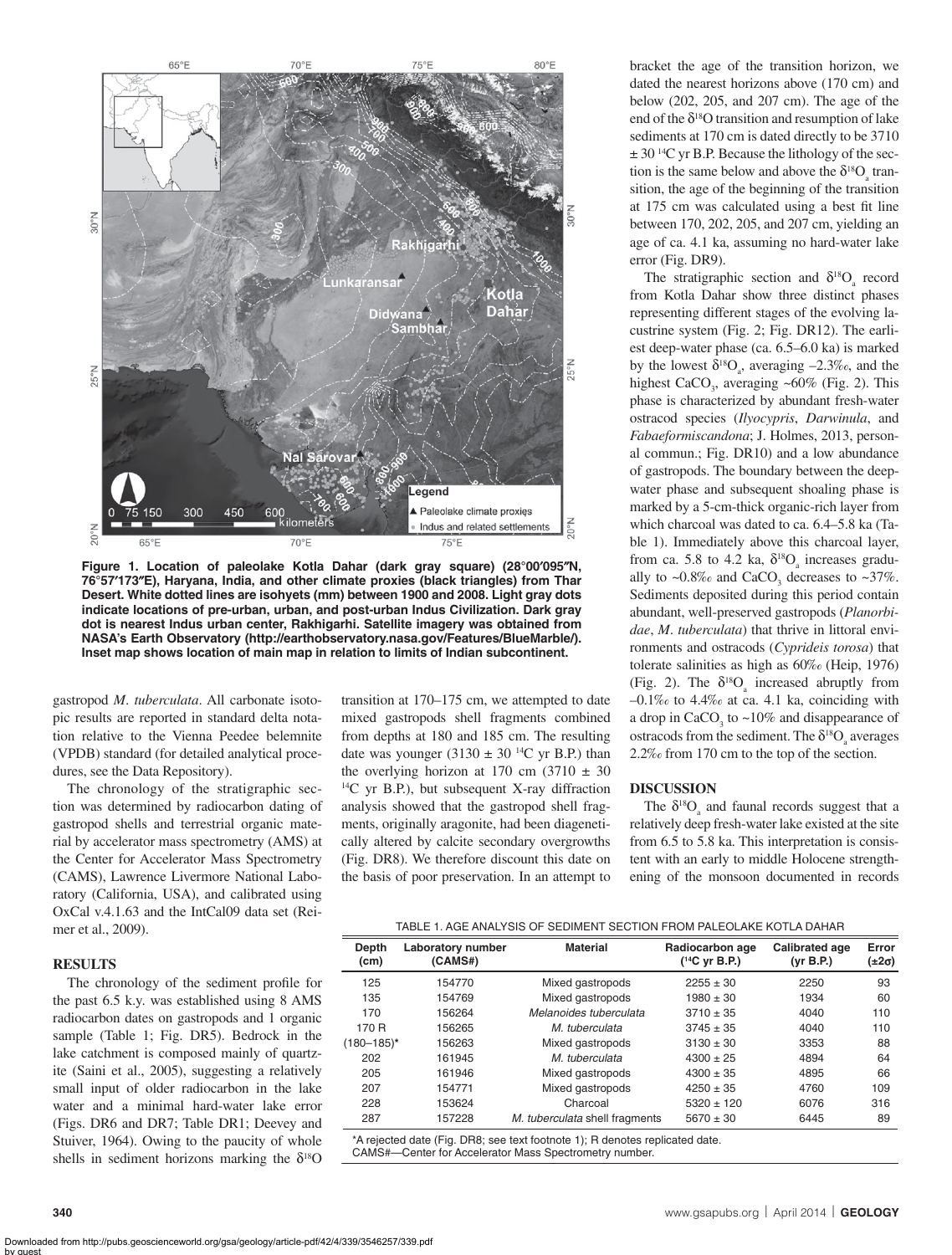Figure 1. Location of paleolake Kotla Dahar (dark gray square) (28°00′095″N, 76°57′173″E), Haryana, India, and other climate proxies (black triangles) from Thar Desert. White dotted lines are isohyets (mm) between 1900 and 2008. Light gray dots indicate locations of pre-urban, urban, and post-urban Indus Civilization. Dark gray dot is nearest Indus urban center, Rakhigarhi. Satellite imagery was obtained from NASA's Earth Observatory (http://earthobservatory.nasa.gov/Features/BlueMarble/). Inset map shows location of main map in relation to limits of Indian subcontinent.

gastropod *M. tuberculata*. All carbonate isotopic results are reported in standard delta notation relative to the Vienna Peedee belemnite (VPDB) standard (for detailed analytical procedures, see the Data Repository).

The chronology of the stratigraphic section was determined by radiocarbon dating of gastropod shells and terrestrial organic material by accelerator mass spectrometry (AMS) at the Center for Accelerator Mass Spectrometry (CAMS), Lawrence Livermore National Laboratory (California, USA), and calibrated using OxCal v.4.1.63 and the IntCal09 data set (Reimer et al., 2009).

## RESULTS

The chronology of the sediment profile for the past 6.5 k.y. was established using 8 AMS radiocarbon dates on gastropods and 1 organic sample (Table 1; Fig. DR5). Bedrock in the lake catchment is composed mainly of quartzite (Saini et al., 2005), suggesting a relatively small input of older radiocarbon in the lake water and a minimal hard-water lake error (Figs. DR6 and DR7; Table DR1; Deevey and Stuiver, 1964). Owing to the paucity of whole shells in sediment horizons marking the $\delta^{18}O$ transition at 170–175 cm, we attempted to date mixed gastropods shell fragments combined from depths at 180 and 185 cm. The resulting date was younger (3130 ± 30 $^{14}C$ yr B.P.) than the overlying horizon at 170 cm (3710 ± 30 $^{14}C$ yr B.P.), but subsequent X-ray diffraction analysis showed that the gastropod shell fragments, originally aragonite, had been diagenetically altered by calcite secondary overgrowths (Fig. DR8). We therefore discount this date on the basis of poor preservation. In an attempt to bracket the age of the transition horizon, we dated the nearest horizons above (170 cm) and below (202, 205, and 207 cm). The age of the end of the $\delta^{18}O$ transition and resumption of lake sediments at 170 cm is dated directly to be 3710 ± 30 $^{14}C$ yr B.P. Because the lithology of the section is the same below and above the $\delta^{18}O_a$ transition, the age of the beginning of the transition at 175 cm was calculated using a best fit line between 170, 202, 205, and 207 cm, yielding an age of ca. 4.1 ka, assuming no hard-water lake error (Fig. DR9).

The stratigraphic section and $\delta^{18}O_a$ record from Kotla Dahar show three distinct phases representing different stages of the evolving lacustrine system (Fig. 2; Fig. DR12). The earliest deep-water phase (ca. 6.5–6.0 ka) is marked by the lowest $\delta^{18}O_a$, averaging –2.3‰, and the highest $CaCO_3$, averaging ~60% (Fig. 2). This phase is characterized by abundant fresh-water ostracod species (*Ilyocypris*, *Darwinula*, and *Fabaeformiscandona*; J. Holmes, 2013, personal commun.; Fig. DR10) and a low abundance of gastropods. The boundary between the deep-water phase and subsequent shoaling phase is marked by a 5-cm-thick organic-rich layer from which charcoal was dated to ca. 6.4–5.8 ka (Table 1). Immediately above this charcoal layer, from ca. 5.8 to 4.2 ka, $\delta^{18}O_a$ increases gradually to ~0.8‰ and $CaCO_3$ decreases to ~37%. Sediments deposited during this period contain abundant, well-preserved gastropods (*Planorbidae*, *M. tuberculata*) that thrive in littoral environments and ostracods (*Cyprideis torosa*) that tolerate salinities as high as 60‰ (Heip, 1976) (Fig. 2). The $\delta^{18}O_a$ increased abruptly from –0.1‰ to 4.4‰ at ca. 4.1 ka, coinciding with a drop in $CaCO_3$ to ~10% and disappearance of ostracods from the sediment. The $\delta^{18}O_a$ averages 2.2‰ from 170 cm to the top of the section.

## DISCUSSION

The $\delta^{18}O_a$ and faunal records suggest that a relatively deep fresh-water lake existed at the site from 6.5 to 5.8 ka. This interpretation is consistent with an early to middle Holocene strengthening of the monsoon documented in records

TABLE 1. AGE ANALYSIS OF SEDIMENT SECTION FROM PALEOLAKE KOTLA DAHAR

| Depth (cm) | Laboratory number (CAMS#) | Material | Radiocarbon age ($^{14}C$ yr B.P.) | Calibrated age (yr B.P.) | Error (±2σ) |
|---|---|---|---|---|---|
| 125 | 154770 | Mixed gastropods | 2255 ± 30 | 2250 | 93 |
| 135 | 154769 | Mixed gastropods | 1980 ± 30 | 1934 | 60 |
| 170 | 156264 | *Melanoides tuberculata* | 3710 ± 35 | 4040 | 110 |
| 170 R | 156265 | *M. tuberculata* | 3745 ± 35 | 4040 | 110 |
| (180–185)* | 156263 | Mixed gastropods | 3130 ± 30 | 3353 | 88 |
| 202 | 161945 | *M. tuberculata* | 4300 ± 25 | 4894 | 64 |
| 205 | 161946 | Mixed gastropods | 4300 ± 35 | 4895 | 66 |
| 207 | 154771 | Mixed gastropods | 4250 ± 35 | 4760 | 109 |
| 228 | 153624 | Charcoal | 5320 ± 120 | 6076 | 316 |
| 287 | 157228 | *M. tuberculata* shell fragments | 5670 ± 30 | 6445 | 89 |

*A rejected date (Fig. DR8; see text footnote 1); R denotes replicated date.
CAMS#—Center for Accelerator Mass Spectrometry number.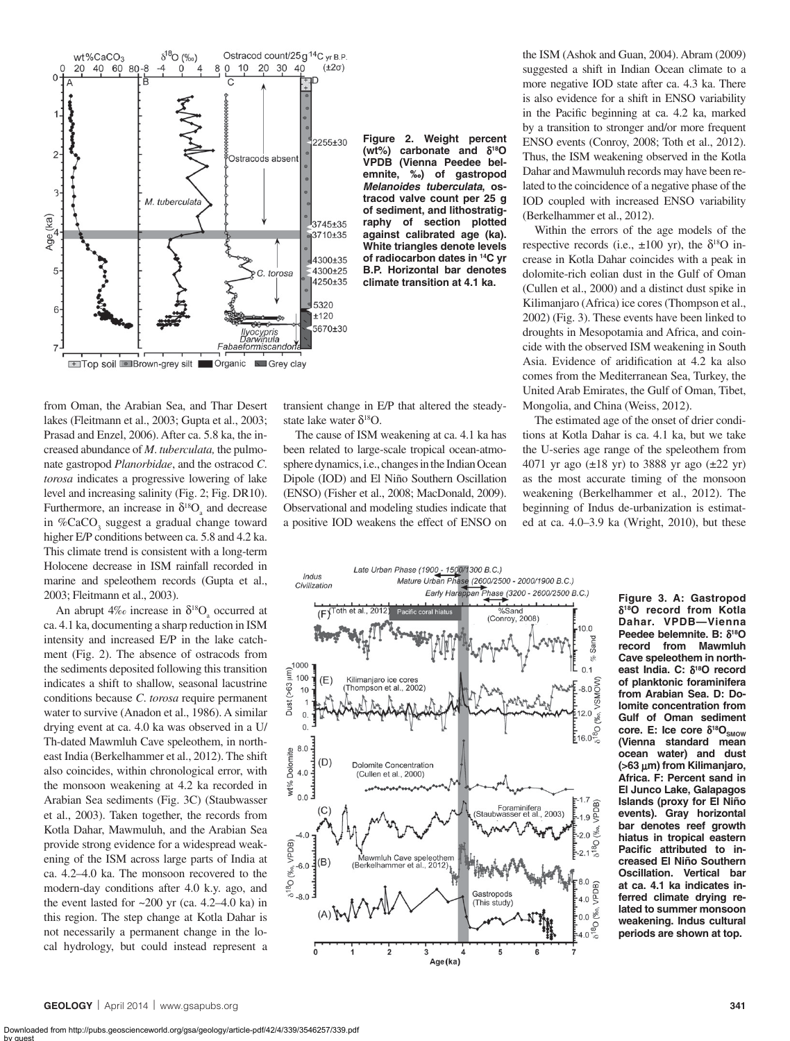Figure 2. Weight percent (wt%) carbonate and $\delta^{18}O$ VPDB (Vienna Peedee belemnite, ‰) of gastropod *Melanoides tuberculata*, ostracod valve count per 25 g of sediment, and lithostratigraphy of section plotted against calibrated age (ka). White triangles denote levels of radiocarbon dates in $^{14}C$ yr B.P. Horizontal bar denotes climate transition at 4.1 ka.

from Oman, the Arabian Sea, and Thar Desert lakes (Fleitmann et al., 2003; Gupta et al., 2003; Prasad and Enzel, 2006). After ca. 5.8 ka, the increased abundance of *M. tuberculata,* the pulmonate gastropod *Planorbidae*, and the ostracod *C. torosa* indicates a progressive lowering of lake level and increasing salinity (Fig. 2; Fig. DR10). Furthermore, an increase in $\delta^{18}O_a$ and decrease in $\%CaCO_3$ suggest a gradual change toward higher E/P conditions between ca. 5.8 and 4.2 ka. This climate trend is consistent with a long-term Holocene decrease in ISM rainfall recorded in marine and speleothem records (Gupta et al., 2003; Fleitmann et al., 2003).

An abrupt 4‰ increase in $\delta^{18}O_a$ occurred at ca. 4.1 ka, documenting a sharp reduction in ISM intensity and increased E/P in the lake catchment (Fig. 2). The absence of ostracods from the sediments deposited following this transition indicates a shift to shallow, seasonal lacustrine conditions because *C. torosa* require permanent water to survive (Anadon et al., 1986). A similar drying event at ca. 4.0 ka was observed in a U/Th-dated Mawmluh Cave speleothem, in northeast India (Berkelhammer et al., 2012). The shift also coincides, within chronological error, with the monsoon weakening at 4.2 ka recorded in Arabian Sea sediments (Fig. 3C) (Staubwasser et al., 2003). Taken together, the records from Kotla Dahar, Mawmuluh, and the Arabian Sea provide strong evidence for a widespread weakening of the ISM across large parts of India at ca. 4.2–4.0 ka. The monsoon recovered to the modern-day conditions after 4.0 k.y. ago, and the event lasted for ~200 yr (ca. 4.2–4.0 ka) in this region. The step change at Kotla Dahar is not necessarily a permanent change in the local hydrology, but could instead represent a transient change in E/P that altered the steady-state lake water $\delta^{18}O$.

The cause of ISM weakening at ca. 4.1 ka has been related to large-scale tropical ocean-atmosphere dynamics, i.e., changes in the Indian Ocean Dipole (IOD) and El Niño Southern Oscillation (ENSO) (Fisher et al., 2008; MacDonald, 2009). Observational and modeling studies indicate that a positive IOD weakens the effect of ENSO on the ISM (Ashok and Guan, 2004). Abram (2009) suggested a shift in Indian Ocean climate to a more negative IOD state after ca. 4.3 ka. There is also evidence for a shift in ENSO variability in the Pacific beginning at ca. 4.2 ka, marked by a transition to stronger and/or more frequent ENSO events (Conroy, 2008; Toth et al., 2012). Thus, the ISM weakening observed in the Kotla Dahar and Mawmuluh records may have been related to the coincidence of a negative phase of the IOD coupled with increased ENSO variability (Berkelhammer et al., 2012).

Within the errors of the age models of the respective records (i.e., ±100 yr), the $\delta^{18}O$ increase in Kotla Dahar coincides with a peak in dolomite-rich eolian dust in the Gulf of Oman (Cullen et al., 2000) and a distinct dust spike in Kilimanjaro (Africa) ice cores (Thompson et al., 2002) (Fig. 3). These events have been linked to droughts in Mesopotamia and Africa, and coincide with the observed ISM weakening in South Asia. Evidence of aridification at 4.2 ka also comes from the Mediterranean Sea, Turkey, the United Arab Emirates, the Gulf of Oman, Tibet, Mongolia, and China (Weiss, 2012).

The estimated age of the onset of drier conditions at Kotla Dahar is ca. 4.1 ka, but we take the U-series age range of the speleothem from 4071 yr ago (±18 yr) to 3888 yr ago (±22 yr) as the most accurate timing of the monsoon weakening (Berkelhammer et al., 2012). The beginning of Indus de-urbanization is estimated at ca. 4.0–3.9 ka (Wright, 2010), but these

Figure 3. A: Gastropod $\delta^{18}O$ record from Kotla Dahar. VPDB—Vienna Peedee belemnite. B: $\delta^{18}O$ record from Mawmluh Cave speleothem in northeast India. C: $\delta^{18}O$ record of planktonic foraminifera from Arabian Sea. D: Dolomite concentration from Gulf of Oman sediment core. E: Ice core $\delta^{18}O_{SMOW}$ (Vienna standard mean ocean water) and dust (>63 μm) from Kilimanjaro, Africa. F: Percent sand in El Junco Lake, Galapagos Islands (proxy for El Niño events). Gray horizontal bar denotes reef growth hiatus in tropical eastern Pacific attributed to increased El Niño Southern Oscillation. Vertical bar at ca. 4.1 ka indicates inferred climate drying related to summer monsoon weakening. Indus cultural periods are shown at top.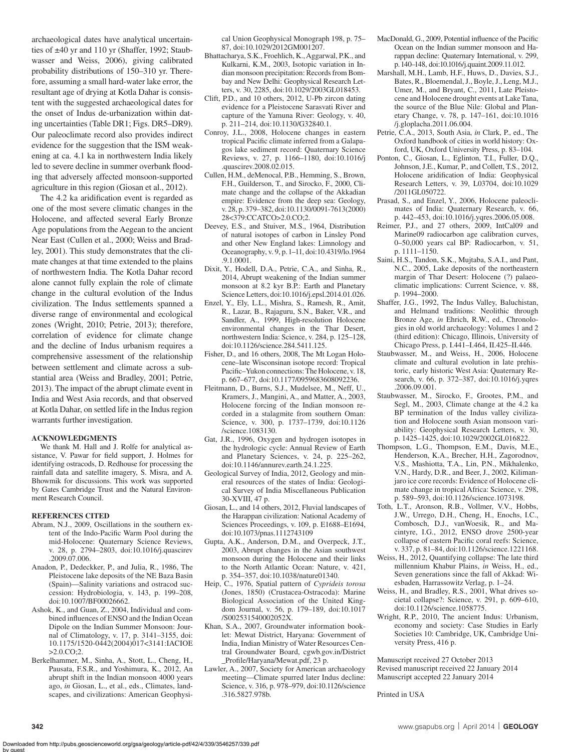archaeological dates have analytical uncertainties of ±40 yr and 110 yr (Shaffer, 1992; Staubwasser and Weiss, 2006), giving calibrated probability distributions of 150–310 yr. Therefore, assuming a small hard-water lake error, the resultant age of drying at Kotla Dahar is consistent with the suggested archaeological dates for the onset of Indus de-urbanization within dating uncertainties (Table DR1; Figs. DR5–DR9). Our paleoclimate record also provides indirect evidence for the suggestion that the ISM weakening at ca. 4.1 ka in northwestern India likely led to severe decline in summer overbank flooding that adversely affected monsoon-supported agriculture in this region (Giosan et al., 2012).

The 4.2 ka aridification event is regarded as one of the most severe climatic changes in the Holocene, and affected several Early Bronze Age populations from the Aegean to the ancient Near East (Cullen et al., 2000; Weiss and Bradley, 2001). This study demonstrates that the climate changes at that time extended to the plains of northwestern India. The Kotla Dahar record alone cannot fully explain the role of climate change in the cultural evolution of the Indus civilization. The Indus settlements spanned a diverse range of environmental and ecological zones (Wright, 2010; Petrie, 2013); therefore, correlation of evidence for climate change and the decline of Indus urbanism requires a comprehensive assessment of the relationship between settlement and climate across a substantial area (Weiss and Bradley, 2001; Petrie, 2013). The impact of the abrupt climate event in India and West Asia records, and that observed at Kotla Dahar, on settled life in the Indus region warrants further investigation.

## ACKNOWLEDGMENTS

We thank M. Hall and J. Rolfe for analytical assistance, V. Pawar for field support, J. Holmes for identifying ostracods, D. Redhouse for processing the rainfall data and satellite imagery, S. Misra, and A. Bhowmik for discussions. This work was supported by Gates Cambridge Trust and the Natural Environment Research Council.

## REFERENCES CITED

Abram, N.J., 2009, Oscillations in the southern extent of the Indo-Pacific Warm Pool during the mid-Holocene: Quaternary Science Reviews, v. 28, p. 2794–2803, doi:10.1016/j.quascirev.2009.07.006.

Anadon, P., Dedeckker, P., and Julia, R., 1986, The Pleistocene lake deposits of the NE Baza Basin (Spain)—Salinity variations and ostracod succession: Hydrobiologia, v. 143, p. 199–208, doi:10.1007/BF00026662.

Ashok, K., and Guan, Z., 2004, Individual and combined influences of ENSO and the Indian Ocean Dipole on the Indian Summer Monsoon: Journal of Climatology, v. 17, p. 3141–3155, doi:10.1175/1520-0442(2004)017<3141:IACIOE>2.0.CO;2.

Berkelhammer, M., Sinha, A., Stott, L., Cheng, H., Pausata, F.S.R., and Yoshimura, K., 2012, An abrupt shift in the Indian monsoon 4000 years ago, *in* Giosan, L., et al., eds., Climates, landscapes, and civilizations: American Geophysical Union Geophysical Monograph 198, p. 75–87, doi:10.1029/2012GM001207.

Bhattacharya, S.K., Froehlich, K., Aggarwal, P.K., and Kulkarni, K.M., 2003, Isotopic variation in Indian monsoon precipitation: Records from Bombay and New Delhi: Geophysical Research Letters, v. 30, 2285, doi:10.1029/2003GL018453.

Clift, P.D., and 10 others, 2012, U-Pb zircon dating evidence for a Pleistocene Sarasvati River and capture of the Yamuna River: Geology, v. 40, p. 211–214, doi:10.1130/G32840.1.

Conroy, J.L., 2008, Holocene changes in eastern tropical Pacific climate inferred from a Galapagos lake sediment record: Quaternary Science Reviews, v. 27, p. 1166–1180, doi:10.1016/j.quascirev.2008.02.015.

Cullen, H.M., deMenocal, P.B., Hemming, S., Brown, F.H., Guilderson, T., and Sirocko, F., 2000, Climate change and the collapse of the Akkadian empire: Evidence from the deep sea: Geology, v. 28, p. 379–382, doi:10.1130/0091-7613(2000)28<379:CCATCO>2.0.CO;2.

Deevey, E.S., and Stuiver, M.S., 1964, Distribution of natural isotopes of carbon in Linsley Pond and other New England lakes: Limnology and Oceanography, v. 9, p. 1–11, doi:10.4319/lo.1964.9.1.0001.

Dixit, Y., Hodell, D.A., Petrie, C.A., and Sinha, R., 2014, Abrupt weakening of the Indian summer monsoon at 8.2 kyr B.P.: Earth and Planetary Science Letters, doi:10.1016/j.epsl.2014.01.026.

Enzel, Y., Ely, L.L., Mishra, S., Ramesh, R., Amit, R., Lazar, B., Rajaguru, S.N., Baker, V.R., and Sandler, A., 1999, High-resolution Holocene environmental changes in the Thar Desert, northwestern India: Science, v. 284, p. 125–128, doi:10.1126/science.284.5411.125.

Fisher, D., and 16 others, 2008, The Mt Logan Holocene–late Wisconsinan isotope record: Tropical Pacific–Yukon connections: The Holocene, v. 18, p. 667–677, doi:10.1177/0959683608092236.

Fleitmann, D., Burns, S.J., Mudelsee, M., Neff, U., Kramers, J., Mangini, A., and Matter, A., 2003, Holocene forcing of the Indian monsoon recorded in a stalagmite from southern Oman: Science, v. 300, p. 1737–1739, doi:10.1126/science.1083130.

Gat, J.R., 1996, Oxygen and hydrogen isotopes in the hydrologic cycle: Annual Review of Earth and Planetary Sciences, v. 24, p. 225–262, doi:10.1146/annurev.earth.24.1.225.

Geological Survey of India, 2012, Geology and mineral resources of the states of India: Geological Survey of India Miscellaneous Publication 30-XVIII, 47 p.

Giosan, L., and 14 others, 2012, Fluvial landscapes of the Harappan civilization: National Academy of Sciences Proceedings, v. 109, p. E1688–E1694, doi:10.1073/pnas.1112743109

Gupta, A.K., Anderson, D.M., and Overpeck, J.T., 2003, Abrupt changes in the Asian southwest monsoon during the Holocene and their links to the North Atlantic Ocean: Nature, v. 421, p. 354–357, doi:10.1038/nature01340.

Heip, C., 1976, Spatial pattern of *Cyprideis torosa* (Jones, 1850) (Crustacea-Ostracoda): Marine Biological Association of the United Kingdom Journal, v. 56, p. 179–189, doi:10.1017/S002531540002052X.

Khan, S.A., 2007, Groundwater information booklet: Mewat District, Haryana: Government of India, Indian Ministry of Water Resources Central Ground water Board, cgwb.gov.in/District_Profile/Haryana/Mewat.pdf, 23 p.

Lawler, A., 2007, Society for American archaeology meeting—Climate spurred later Indus decline: Science, v. 316, p. 978–979, doi:10.1126/science.316.5827.978b.

MacDonald, G., 2009, Potential influence of the Pacific Ocean on the Indian summer monsoon and Harappan decline: Quaternary International, v. 299, p. 140–148, doi:10.1016/j.quaint.2009.11.012.

Marshall, M.H., Lamb, H.F., Huws, D., Davies, S.J., Bates, R., Bloemendal, J., Boyle, J., Leng, M.J., Umer, M., and Bryant, C., 2011, Late Pleistocene and Holocene drought events at Lake Tana, the source of the Blue Nile: Global and Planetary Change, v. 78, p. 147–161, doi:10.1016/j.gloplacha.2011.06.004.

Petrie, C.A., 2013, South Asia, *in* Clark, P., ed., The Oxford handbook of cities in world history: Oxford, UK, Oxford University Press, p. 83–104.

Ponton, C., Giosan, L., Eglinton, T.I., Fuller, D.Q., Johnson, J.E., Kumar, P., and Collett, T.S., 2012, Holocene aridification of India: Geophysical Research Letters, v. 39, L03704, doi:10.1029/2011GL050722.

Prasad, S., and Enzel, Y., 2006, Holocene paleoclimates of India: Quaternary Research, v. 66, p. 442–453, doi:10.1016/j.yqres.2006.05.008.

Reimer, P.J., and 27 others, 2009, IntCal09 and Marine09 radiocarbon age calibration curves, 0–50,000 years cal BP: Radiocarbon, v. 51, p. 1111–1150.

Saini, H.S., Tandon, S.K., Mujtaba, S.A.I., and Pant, N.C., 2005, Lake deposits of the northeastern margin of Thar Desert: Holocene (?) palaeoclimatic implications: Current Science, v. 88, p. 1994–2000.

Shaffer, J.G., 1992, The Indus Valley, Baluchistan, and Helmand traditions: Neolithic through Bronze Age, *in* Ehrich, R.W., ed., Chronologies in old world archaeology: Volumes 1 and 2 (third edition): Chicago, Illinois, University of Chicago Press, p. I.441–I.464, II.425–II.446.

Staubwasser, M., and Weiss, H., 2006, Holocene climate and cultural evolution in late prehistoric, early historic West Asia: Quaternary Research, v. 66, p. 372–387, doi:10.1016/j.yqres.2006.09.001.

Staubwasser, M., Sirocko, F., Grootes, P.M., and Segl, M., 2003, Climate change at the 4.2 ka BP termination of the Indus valley civilization and Holocene south Asian monsoon variability: Geophysical Research Letters, v. 30, p. 1425–1425, doi:10.1029/2002GL016822.

Thompson, L.G., Thompson, E.M., Davis, M.E., Henderson, K.A., Brecher, H.H., Zagorodnov, V.S., Mashiotta, T.A., Lin, P.N., Mikhalenko, V.N., Hardy, D.R., and Beer, J., 2002, Kilimanjaro ice core records: Evidence of Holocene climate change in tropical Africa: Science, v. 298, p. 589–593, doi:10.1126/science.1073198.

Toth, L.T., Aronson, R.B., Vollmer, V.V., Hobbs, J.W., Urrego, D.H., Cheng, H., Enochs, I.C., Combosch, D.J., vanWoesik, R., and Macintyre, I.G., 2012, ENSO drove 2500-year collapse of eastern Pacific coral reefs: Science, v. 337, p. 81–84, doi:10.1126/science.1221168.

Weiss, H., 2012, Quantifying collapse: The late third millennium Khabur Plains, *in* Weiss, H., ed., Seven generations since the fall of Akkad: Wiesbaden, Harrassowitz Verlag, p. 1–24.

Weiss, H., and Bradley, R.S., 2001, What drives societal collapse?: Science, v. 291, p. 609–610, doi:10.1126/science.1058775.

Wright, R.P., 2010, The ancient Indus: Urbanism, economy and society: Case Studies in Early Societies 10: Cambridge, UK, Cambridge University Press, 416 p.

Manuscript received 27 October 2013
Revised manuscript received 22 January 2014
Manuscript accepted 22 January 2014

Printed in USA